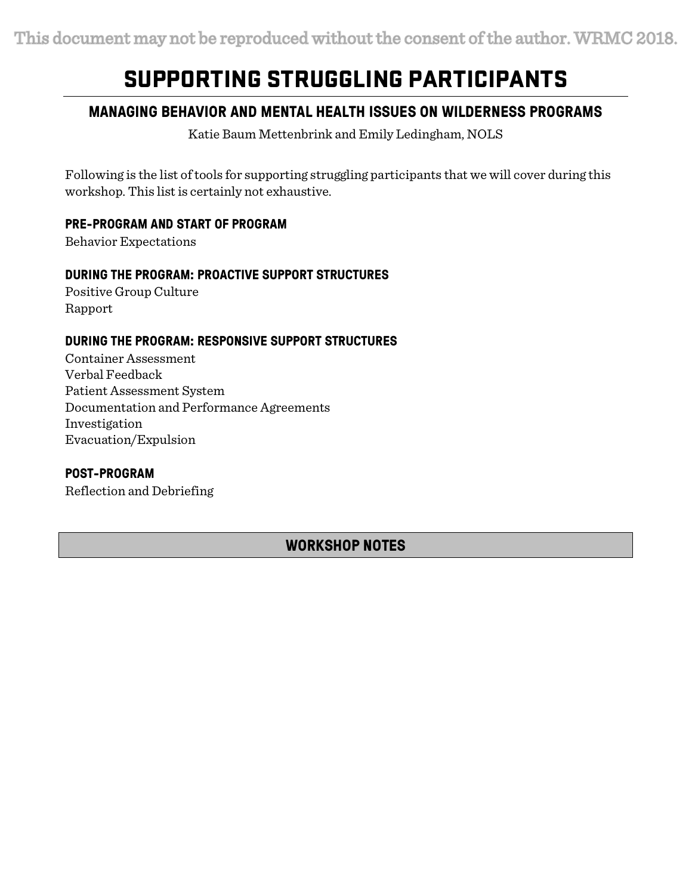This document may not be reproduced without the consent of the author. WRMC 2018.

# SUPPORTING STRUGGLING PARTICIPANTS

## MANAGING BEHAVIOR AND MENTAL HEALTH ISSUES ON WILDERNESS PROGRAMS

Katie Baum Mettenbrink and Emily Ledingham, NOLS

Following is the list of tools for supporting struggling participants that we will cover during this workshop. This list is certainly not exhaustive.

### PRE-PROGRAM AND START OF PROGRAM

Behavior Expectations

### DURING THE PROGRAM: PROACTIVE SUPPORT STRUCTURES

Positive Group Culture
Rapport

### DURING THE PROGRAM: RESPONSIVE SUPPORT STRUCTURES

Container Assessment
Verbal Feedback
Patient Assessment System
Documentation and Performance Agreements
Investigation
Evacuation/Expulsion

### POST-PROGRAM

Reflection and Debriefing

### WORKSHOP NOTES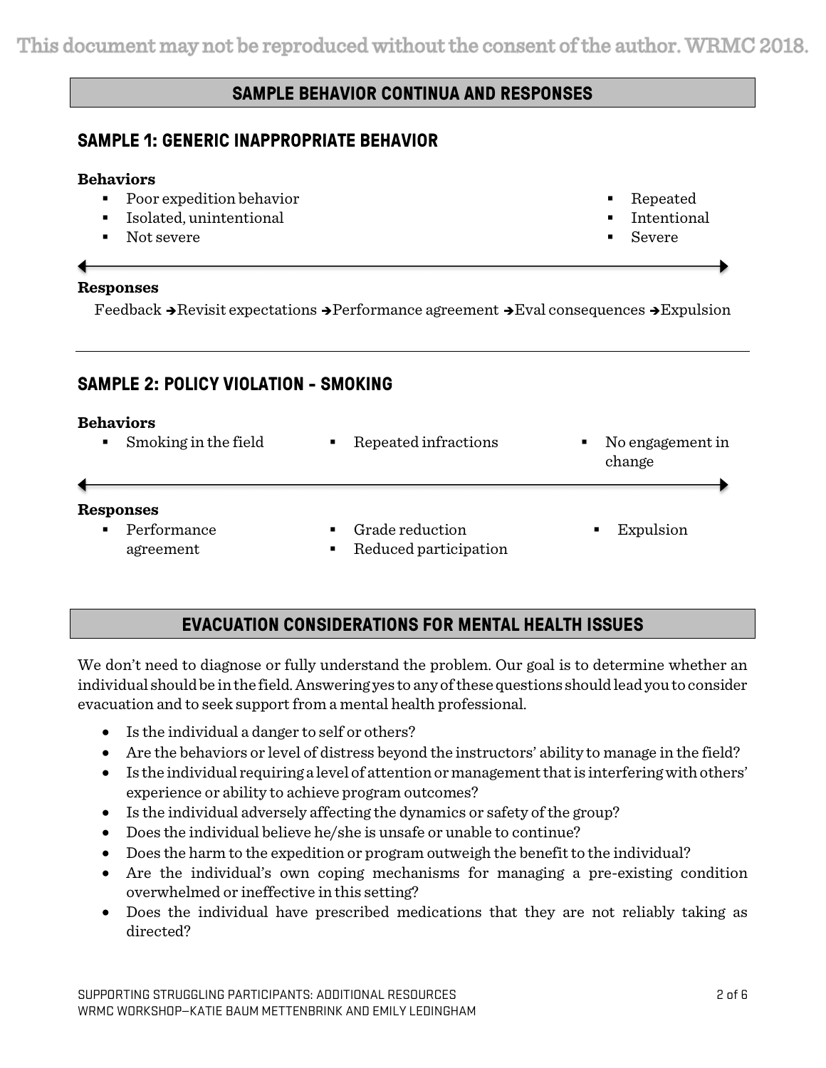## SAMPLE BEHAVIOR CONTINUA AND RESPONSES

### SAMPLE 1: GENERIC INAPPROPRIATE BEHAVIOR

**Behaviors**

- Poor expedition behavior
- Isolated, unintentional
- Not severe

- Repeated
- Intentional
- Severe

**Responses**

Feedback → Revisit expectations → Performance agreement → Eval consequences → Expulsion

---

### SAMPLE 2: POLICY VIOLATION - SMOKING

**Behaviors**

- Smoking in the field
- Repeated infractions
- No engagement in change

**Responses**

- Performance agreement
- Grade reduction
- Reduced participation
- Expulsion

## EVACUATION CONSIDERATIONS FOR MENTAL HEALTH ISSUES

We don't need to diagnose or fully understand the problem. Our goal is to determine whether an individual should be in the field. Answering yes to any of these questions should lead you to consider evacuation and to seek support from a mental health professional.

- Is the individual a danger to self or others?
- Are the behaviors or level of distress beyond the instructors' ability to manage in the field?
- Is the individual requiring a level of attention or management that is interfering with others' experience or ability to achieve program outcomes?
- Is the individual adversely affecting the dynamics or safety of the group?
- Does the individual believe he/she is unsafe or unable to continue?
- Does the harm to the expedition or program outweigh the benefit to the individual?
- Are the individual's own coping mechanisms for managing a pre-existing condition overwhelmed or ineffective in this setting?
- Does the individual have prescribed medications that they are not reliably taking as directed?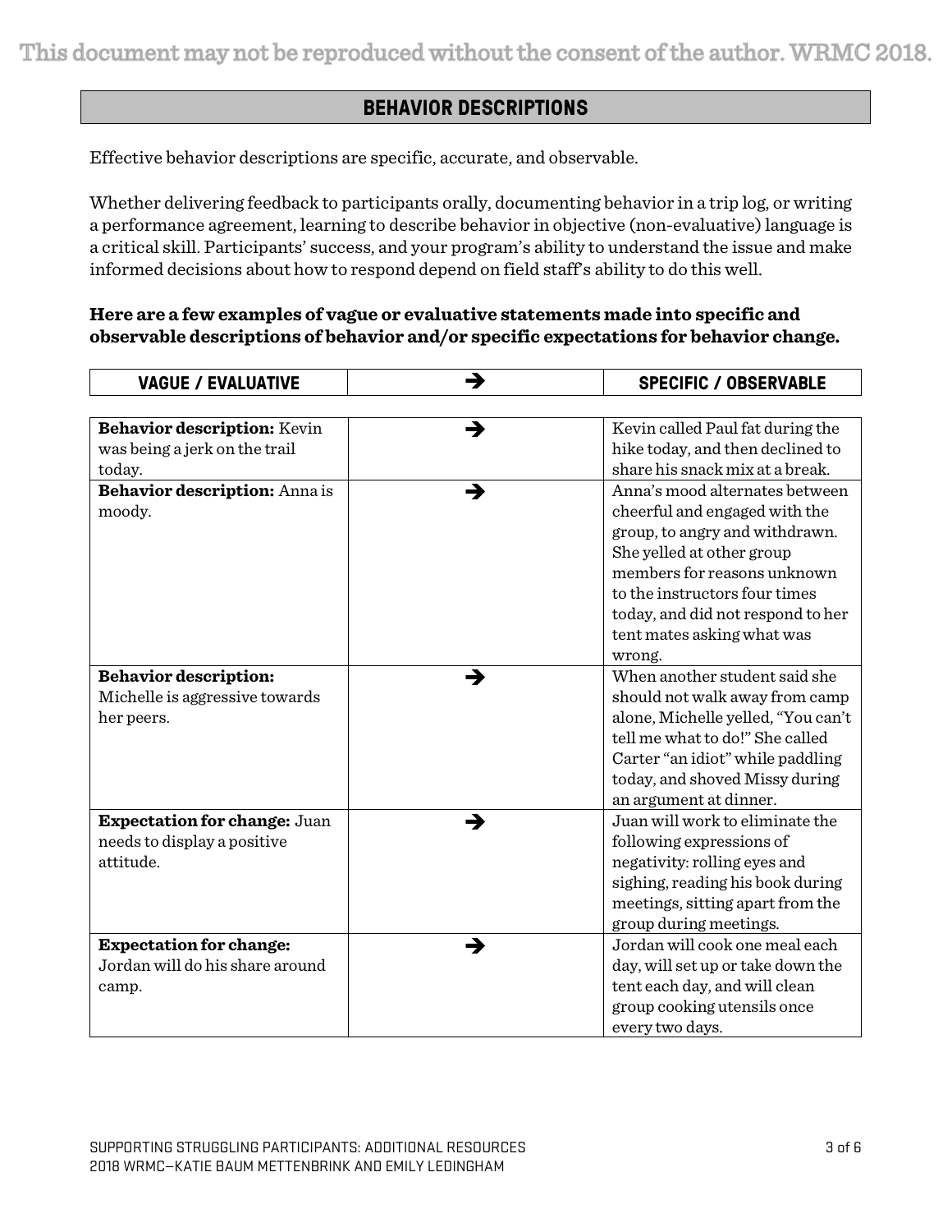## BEHAVIOR DESCRIPTIONS

Effective behavior descriptions are specific, accurate, and observable.

Whether delivering feedback to participants orally, documenting behavior in a trip log, or writing a performance agreement, learning to describe behavior in objective (non-evaluative) language is a critical skill. Participants' success, and your program's ability to understand the issue and make informed decisions about how to respond depend on field staff's ability to do this well.

**Here are a few examples of vague or evaluative statements made into specific and observable descriptions of behavior and/or specific expectations for behavior change.**

| VAGUE / EVALUATIVE | ➔ | SPECIFIC / OBSERVABLE |
|---|---|---|
| **Behavior description:** Kevin was being a jerk on the trail today. | ➔ | Kevin called Paul fat during the hike today, and then declined to share his snack mix at a break. |
| **Behavior description:** Anna is moody. | ➔ | Anna's mood alternates between cheerful and engaged with the group, to angry and withdrawn. She yelled at other group members for reasons unknown to the instructors four times today, and did not respond to her tent mates asking what was wrong. |
| **Behavior description:** Michelle is aggressive towards her peers. | ➔ | When another student said she should not walk away from camp alone, Michelle yelled, "You can't tell me what to do!" She called Carter "an idiot" while paddling today, and shoved Missy during an argument at dinner. |
| **Expectation for change:** Juan needs to display a positive attitude. | ➔ | Juan will work to eliminate the following expressions of negativity: rolling eyes and sighing, reading his book during meetings, sitting apart from the group during meetings. |
| **Expectation for change:** Jordan will do his share around camp. | ➔ | Jordan will cook one meal each day, will set up or take down the tent each day, and will clean group cooking utensils once every two days. |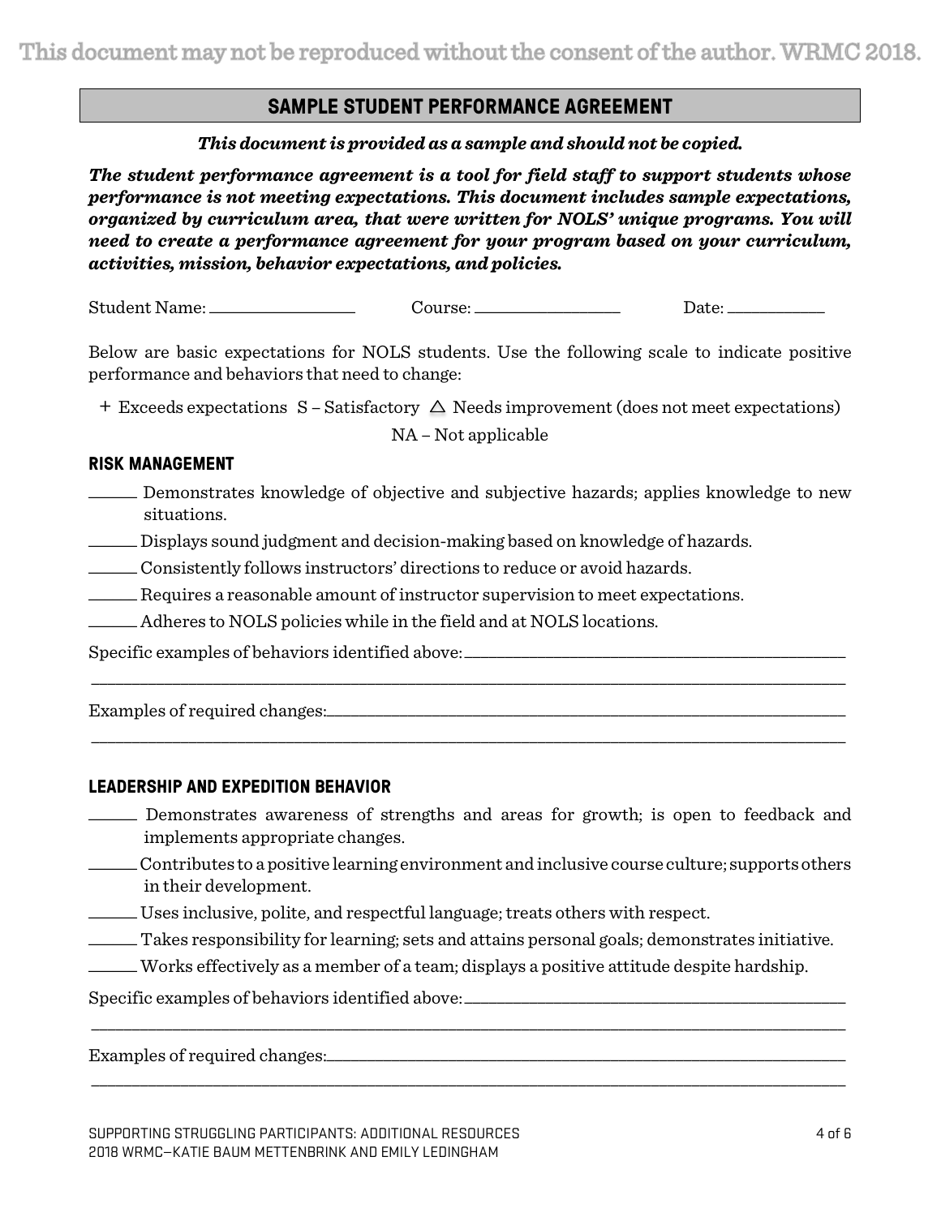## SAMPLE STUDENT PERFORMANCE AGREEMENT

***This document is provided as a sample and should not be copied.***

***The student performance agreement is a tool for field staff to support students whose performance is not meeting expectations. This document includes sample expectations, organized by curriculum area, that were written for NOLS' unique programs. You will need to create a performance agreement for your program based on your curriculum, activities, mission, behavior expectations, and policies.***

Student Name: ________________ Course: ________________ Date: ___________

Below are basic expectations for NOLS students. Use the following scale to indicate positive performance and behaviors that need to change:

\+ Exceeds expectations S – Satisfactory △ Needs improvement (does not meet expectations)

NA – Not applicable

### RISK MANAGEMENT

_____ Demonstrates knowledge of objective and subjective hazards; applies knowledge to new situations.

_____ Displays sound judgment and decision-making based on knowledge of hazards.

_____ Consistently follows instructors' directions to reduce or avoid hazards.

_____ Requires a reasonable amount of instructor supervision to meet expectations.

_____ Adheres to NOLS policies while in the field and at NOLS locations.

Specific examples of behaviors identified above: ____________________________________________

____________________________________________________________________________

Examples of required changes: ______________________________________________________

____________________________________________________________________________

### LEADERSHIP AND EXPEDITION BEHAVIOR

_____ Demonstrates awareness of strengths and areas for growth; is open to feedback and implements appropriate changes.

_____ Contributes to a positive learning environment and inclusive course culture; supports others in their development.

_____ Uses inclusive, polite, and respectful language; treats others with respect.

_____ Takes responsibility for learning; sets and attains personal goals; demonstrates initiative.

_____ Works effectively as a member of a team; displays a positive attitude despite hardship.

Specific examples of behaviors identified above: ____________________________________________

____________________________________________________________________________

Examples of required changes: ______________________________________________________

____________________________________________________________________________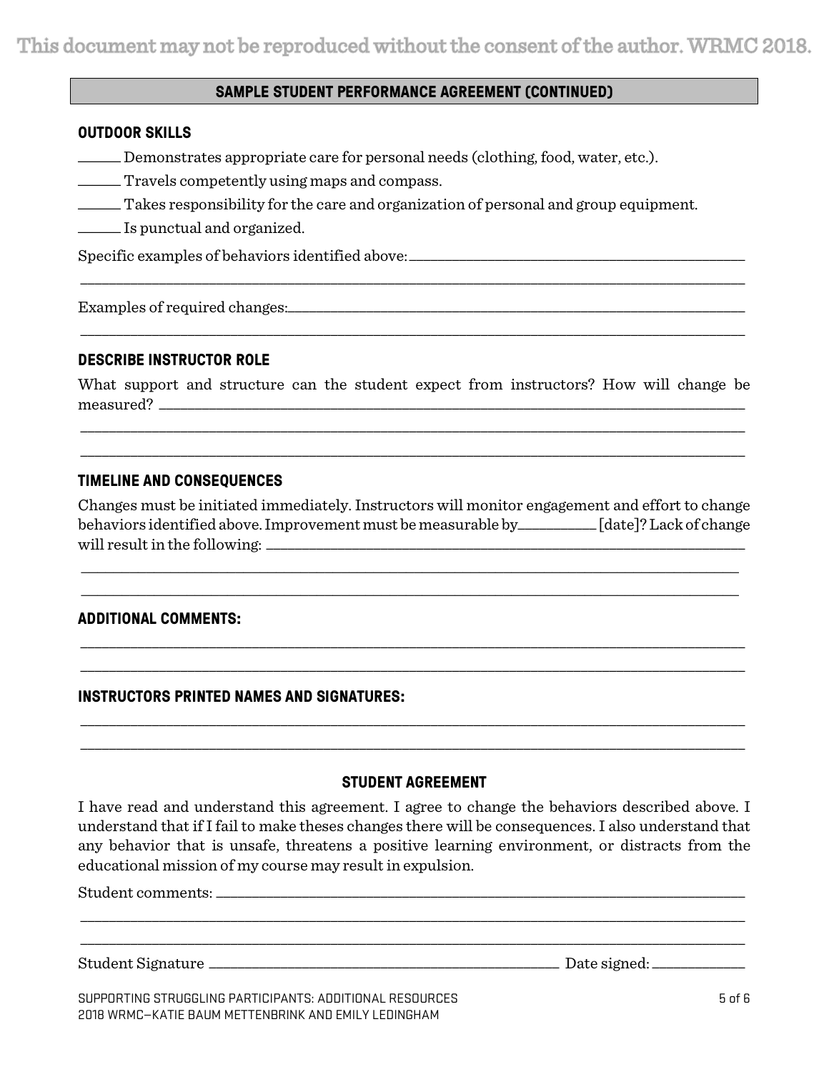This document may not be reproduced without the consent of the author. WRMC 2018.

## SAMPLE STUDENT PERFORMANCE AGREEMENT (CONTINUED)

### OUTDOOR SKILLS

______ Demonstrates appropriate care for personal needs (clothing, food, water, etc.).

______ Travels competently using maps and compass.

______ Takes responsibility for the care and organization of personal and group equipment.

______ Is punctual and organized.

Specific examples of behaviors identified above: ______________________________________________

__________________________________________________________________________________

Examples of required changes: ________________________________________________________

__________________________________________________________________________________

### DESCRIBE INSTRUCTOR ROLE

What support and structure can the student expect from instructors? How will change be measured? ____________________________________________________________________

__________________________________________________________________________________

__________________________________________________________________________________

### TIMELINE AND CONSEQUENCES

Changes must be initiated immediately. Instructors will monitor engagement and effort to change behaviors identified above. Improvement must be measurable by__________ [date]? Lack of change will result in the following: __________________________________________________

__________________________________________________________________________________

__________________________________________________________________________________

### ADDITIONAL COMMENTS:

__________________________________________________________________________________

__________________________________________________________________________________

### INSTRUCTORS PRINTED NAMES AND SIGNATURES:

__________________________________________________________________________________

__________________________________________________________________________________

### STUDENT AGREEMENT

I have read and understand this agreement. I agree to change the behaviors described above. I understand that if I fail to make theses changes there will be consequences. I also understand that any behavior that is unsafe, threatens a positive learning environment, or distracts from the educational mission of my course may result in expulsion.

Student comments: ______________________________________________________________

__________________________________________________________________________________

__________________________________________________________________________________

Student Signature ____________________________________________ Date signed: __________

SUPPORTING STRUGGLING PARTICIPANTS: ADDITIONAL RESOURCES
2018 WRMC—KATIE BAUM METTENBRINK AND EMILY LEDINGHAM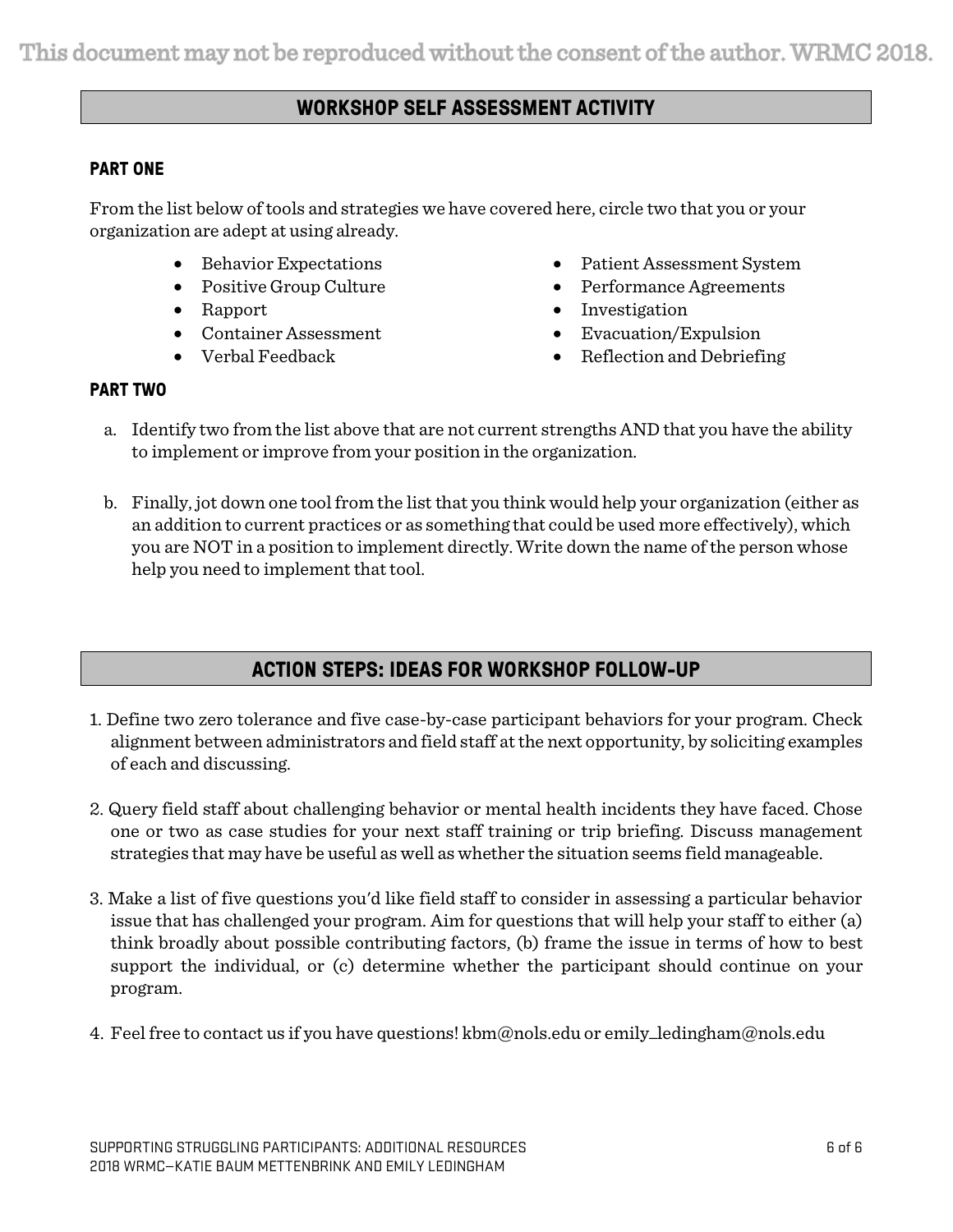This document may not be reproduced without the consent of the author. WRMC 2018.

## WORKSHOP SELF ASSESSMENT ACTIVITY

### PART ONE

From the list below of tools and strategies we have covered here, circle two that you or your organization are adept at using already.

- Behavior Expectations
- Positive Group Culture
- Rapport
- Container Assessment
- Verbal Feedback
- Patient Assessment System
- Performance Agreements
- Investigation
- Evacuation/Expulsion
- Reflection and Debriefing

### PART TWO

a. Identify two from the list above that are not current strengths AND that you have the ability to implement or improve from your position in the organization.

b. Finally, jot down one tool from the list that you think would help your organization (either as an addition to current practices or as something that could be used more effectively), which you are NOT in a position to implement directly. Write down the name of the person whose help you need to implement that tool.

## ACTION STEPS: IDEAS FOR WORKSHOP FOLLOW-UP

1. Define two zero tolerance and five case-by-case participant behaviors for your program. Check alignment between administrators and field staff at the next opportunity, by soliciting examples of each and discussing.

2. Query field staff about challenging behavior or mental health incidents they have faced. Chose one or two as case studies for your next staff training or trip briefing. Discuss management strategies that may have be useful as well as whether the situation seems field manageable.

3. Make a list of five questions you'd like field staff to consider in assessing a particular behavior issue that has challenged your program. Aim for questions that will help your staff to either (a) think broadly about possible contributing factors, (b) frame the issue in terms of how to best support the individual, or (c) determine whether the participant should continue on your program.

4. Feel free to contact us if you have questions! kbm@nols.edu or emily_ledingham@nols.edu

SUPPORTING STRUGGLING PARTICIPANTS: ADDITIONAL RESOURCES
2018 WRMC—KATIE BAUM METTENBRINK AND EMILY LEDINGHAM